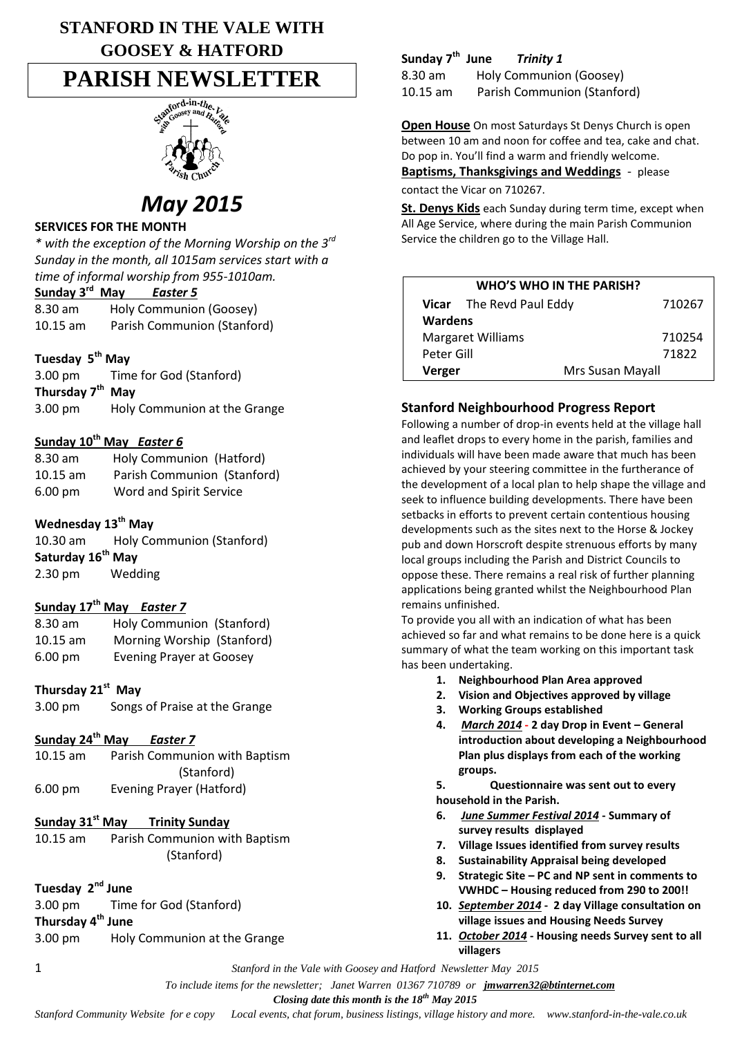# STANFORD IN THE VALE WITH GOOSEY & HATFORD

# PARISH NEWSLETTER

# *May 2015*

**SERVICES FOR THE MONTH**

*\* with the exception of the Morning Worship on the 3rd Sunday in the month, all 1015am services start with a time of informal worship from 955-1010am.*

**Sunday 3rd May** ***Easter 5***

8.30 am Holy Communion (Goosey)
10.15 am Parish Communion (Stanford)

**Tuesday 5th May**

3.00 pm Time for God (Stanford)

**Thursday 7th May**

3.00 pm Holy Communion at the Grange

**Sunday 10th May** ***Easter 6***

8.30 am Holy Communion (Hatford)
10.15 am Parish Communion (Stanford)
6.00 pm Word and Spirit Service

**Wednesday 13th May**

10.30 am Holy Communion (Stanford)

**Saturday 16th May**

2.30 pm Wedding

**Sunday 17th May** ***Easter 7***

8.30 am Holy Communion (Stanford)
10.15 am Morning Worship (Stanford)
6.00 pm Evening Prayer at Goosey

**Thursday 21st May**

3.00 pm Songs of Praise at the Grange

**Sunday 24th May** ***Easter 7***

10.15 am Parish Communion with Baptism (Stanford)
6.00 pm Evening Prayer (Hatford)

**Sunday 31st May Trinity Sunday**

10.15 am Parish Communion with Baptism (Stanford)

**Tuesday 2nd June**

3.00 pm Time for God (Stanford)

**Thursday 4th June**

3.00 pm Holy Communion at the Grange

**Sunday 7th June** ***Trinity 1***

8.30 am Holy Communion (Goosey)
10.15 am Parish Communion (Stanford)

**Open House** On most Saturdays St Denys Church is open between 10 am and noon for coffee and tea, cake and chat. Do pop in. You'll find a warm and friendly welcome.

**Baptisms, Thanksgivings and Weddings** - please contact the Vicar on 710267.

**St. Denys Kids** each Sunday during term time, except when All Age Service, where during the main Parish Communion Service the children go to the Village Hall.

| WHO'S WHO IN THE PARISH? | | |
|---|---|---|
| **Vicar** The Revd Paul Eddy | | 710267 |
| **Wardens** | | |
| Margaret Williams | | 710254 |
| Peter Gill | | 71822 |
| **Verger** | Mrs Susan Mayall | |

## Stanford Neighbourhood Progress Report

Following a number of drop-in events held at the village hall and leaflet drops to every home in the parish, families and individuals will have been made aware that much has been achieved by your steering committee in the furtherance of the development of a local plan to help shape the village and seek to influence building developments. There have been setbacks in efforts to prevent certain contentious housing developments such as the sites next to the Horse & Jockey pub and down Horscroft despite strenuous efforts by many local groups including the Parish and District Councils to oppose these. There remains a real risk of further planning applications being granted whilst the Neighbourhood Plan remains unfinished.

To provide you all with an indication of what has been achieved so far and what remains to be done here is a quick summary of what the team working on this important task has been undertaking.

1. **Neighbourhood Plan Area approved**
2. **Vision and Objectives approved by village**
3. **Working Groups established**
4. ***March 2014*** **- 2 day Drop in Event – General introduction about developing a Neighbourhood Plan plus displays from each of the working groups.**
5. **Questionnaire was sent out to every household in the Parish.**
6. ***June Summer Festival 2014*** **- Summary of survey results displayed**
7. **Village Issues identified from survey results**
8. **Sustainability Appraisal being developed**
9. **Strategic Site – PC and NP sent in comments to VWHDC – Housing reduced from 290 to 200!!**
10. ***September 2014*** **- 2 day Village consultation on village issues and Housing Needs Survey**
11. ***October 2014*** **- Housing needs Survey sent to all villagers**

*To include items for the newsletter; Janet Warren 01367 710789 or* ***jmwarren32@btinternet.com***

***Closing date this month is the 18th May 2015***

*Stanford Community Website for e copy Local events, chat forum, business listings, village history and more. www.stanford-in-the-vale.co.uk*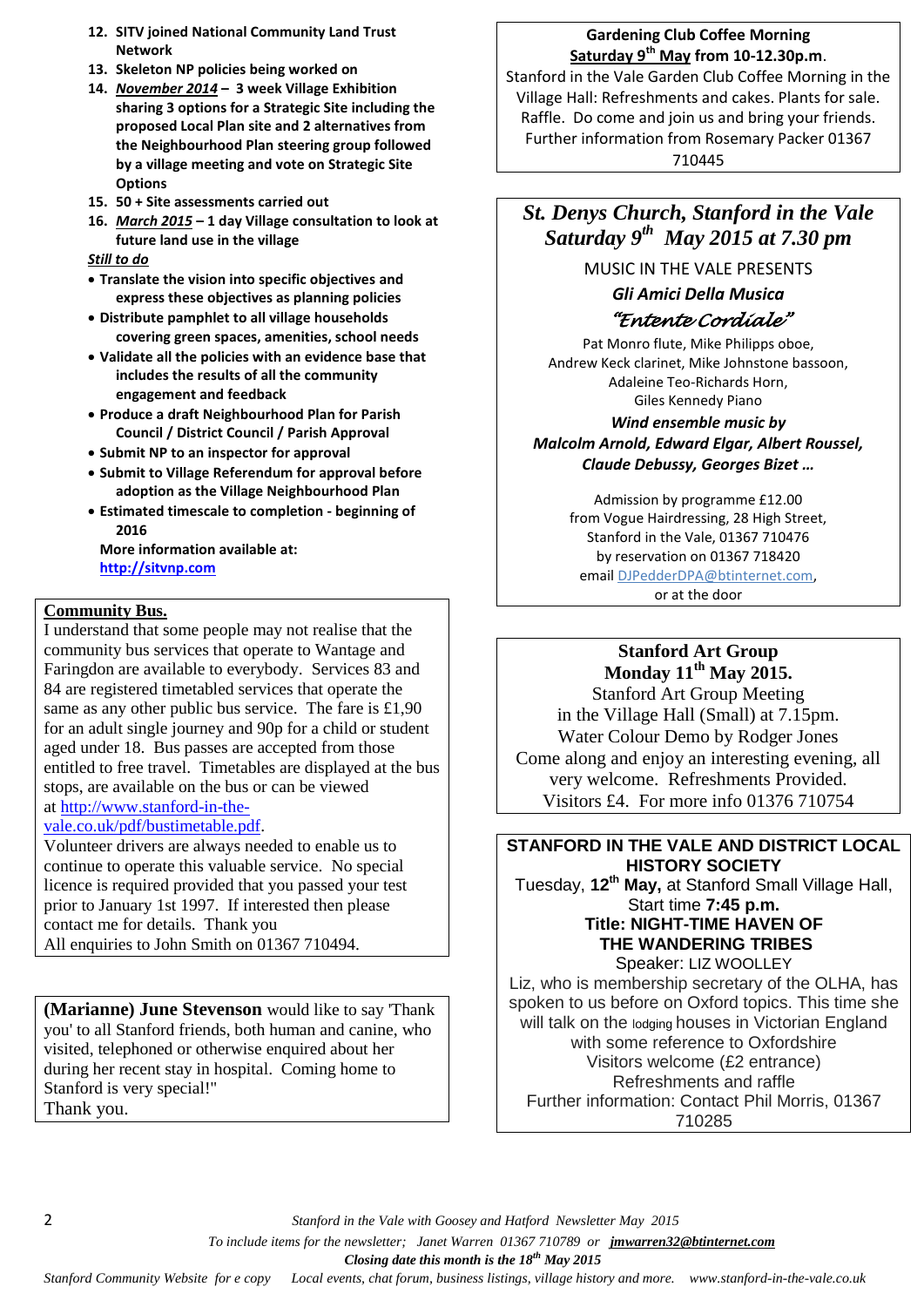12. **SITV joined National Community Land Trust Network**
13. **Skeleton NP policies being worked on**
14. ***November 2014*** **– 3 week Village Exhibition sharing 3 options for a Strategic Site including the proposed Local Plan site and 2 alternatives from the Neighbourhood Plan steering group followed by a village meeting and vote on Strategic Site Options**
15. **50 + Site assessments carried out**
16. ***March 2015*** **– 1 day Village consultation to look at future land use in the village**

***Still to do***

- **Translate the vision into specific objectives and express these objectives as planning policies**
- **Distribute pamphlet to all village households covering green spaces, amenities, school needs**
- **Validate all the policies with an evidence base that includes the results of all the community engagement and feedback**
- **Produce a draft Neighbourhood Plan for Parish Council / District Council / Parish Approval**
- **Submit NP to an inspector for approval**
- **Submit to Village Referendum for approval before adoption as the Village Neighbourhood Plan**
- **Estimated timescale to completion - beginning of 2016**

**More information available at: http://sitvnp.com**

## Community Bus.

I understand that some people may not realise that the community bus services that operate to Wantage and Faringdon are available to everybody. Services 83 and 84 are registered timetabled services that operate the same as any other public bus service. The fare is £1,90 for an adult single journey and 90p for a child or student aged under 18. Bus passes are accepted from those entitled to free travel. Timetables are displayed at the bus stops, are available on the bus or can be viewed at http://www.stanford-in-the-vale.co.uk/pdf/bustimetable.pdf.

Volunteer drivers are always needed to enable us to continue to operate this valuable service. No special licence is required provided that you passed your test prior to January 1st 1997. If interested then please contact me for details. Thank you

All enquiries to John Smith on 01367 710494.

**(Marianne) June Stevenson** would like to say 'Thank you' to all Stanford friends, both human and canine, who visited, telephoned or otherwise enquired about her during her recent stay in hospital. Coming home to Stanford is very special!"

Thank you.

**Gardening Club Coffee Morning**
**Saturday 9th May from 10-12.30p.m**.

Stanford in the Vale Garden Club Coffee Morning in the Village Hall: Refreshments and cakes. Plants for sale. Raffle. Do come and join us and bring your friends. Further information from Rosemary Packer 01367 710445

## *St. Denys Church, Stanford in the Vale Saturday 9th May 2015 at 7.30 pm*

MUSIC IN THE VALE PRESENTS

***Gli Amici Della Musica***

*"Entente Cordiale"*

Pat Monro flute, Mike Philipps oboe,
Andrew Keck clarinet, Mike Johnstone bassoon,
Adaleine Teo-Richards Horn,
Giles Kennedy Piano

***Wind ensemble music by***
***Malcolm Arnold, Edward Elgar, Albert Roussel, Claude Debussy, Georges Bizet …***

Admission by programme £12.00
from Vogue Hairdressing, 28 High Street,
Stanford in the Vale, 01367 710476
by reservation on 01367 718420
email DJPedderDPA@btinternet.com,
or at the door

**Stanford Art Group**
**Monday 11th May 2015.**

Stanford Art Group Meeting
in the Village Hall (Small) at 7.15pm.
Water Colour Demo by Rodger Jones
Come along and enjoy an interesting evening, all very welcome. Refreshments Provided.
Visitors £4. For more info 01376 710754

**STANFORD IN THE VALE AND DISTRICT LOCAL HISTORY SOCIETY**

Tuesday, **12th May,** at Stanford Small Village Hall,
Start time **7:45 p.m.**

**Title: NIGHT-TIME HAVEN OF THE WANDERING TRIBES**

Speaker: LIZ WOOLLEY

Liz, who is membership secretary of the OLHA, has spoken to us before on Oxford topics. This time she will talk on the lodging houses in Victorian England with some reference to Oxfordshire
Visitors welcome (£2 entrance)
Refreshments and raffle
Further information: Contact Phil Morris, 01367 710285

*To include items for the newsletter; Janet Warren 01367 710789 or* ***jmwarren32@btinternet.com***

***Closing date this month is the 18th May 2015***

*Stanford Community Website for e copy Local events, chat forum, business listings, village history and more. www.stanford-in-the-vale.co.uk*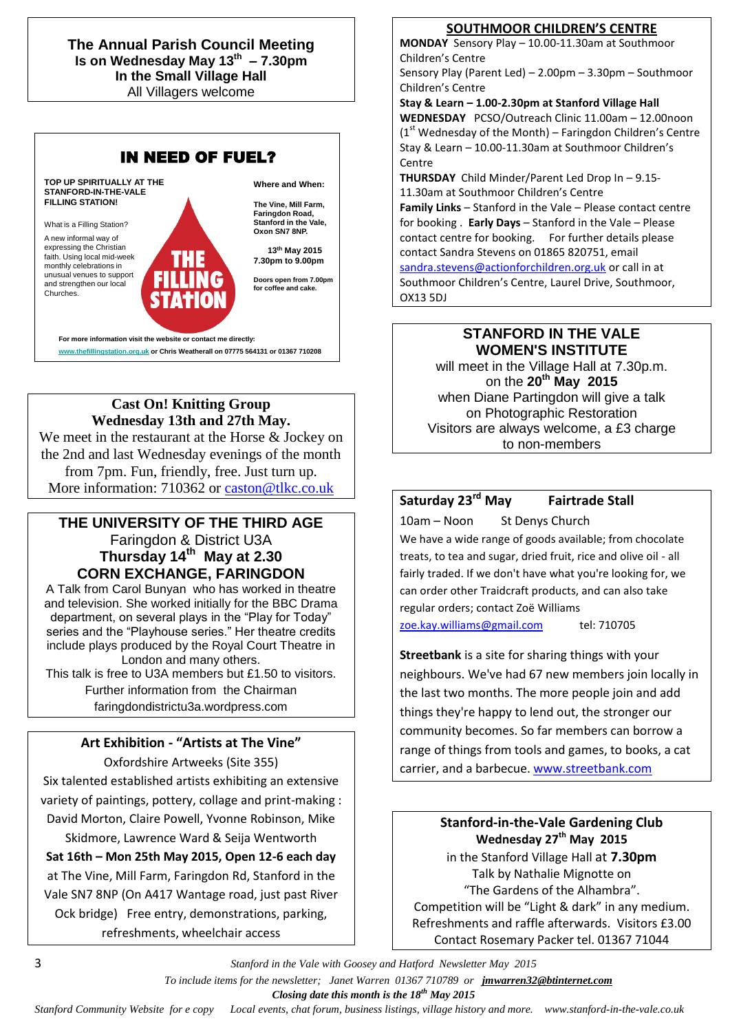**The Annual Parish Council Meeting**
**Is on Wednesday May 13th – 7.30pm**
**In the Small Village Hall**
All Villagers welcome

## IN NEED OF FUEL?

**TOP UP SPIRITUALLY AT THE STANFORD-IN-THE-VALE FILLING STATION!**

What is a Filling Station?

A new informal way of expressing the Christian faith. Using local mid-week monthly celebrations in unusual venues to support and strengthen our local Churches.

THE FILLING STATION

**Where and When:**

**The Vine, Mill Farm, Faringdon Road, Stanford in the Vale, Oxon SN7 8NP.**

**13th May 2015 7.30pm to 9.00pm**

**Doors open from 7.00pm for coffee and cake.**

**For more information visit the website or contact me directly:**
**www.thefillingstation.org.uk or Chris Weatherall on 07775 564131 or 01367 710208**

**Cast On! Knitting Group**
**Wednesday 13th and 27th May.**
We meet in the restaurant at the Horse & Jockey on the 2nd and last Wednesday evenings of the month from 7pm. Fun, friendly, free. Just turn up. More information: 710362 or caston@tlkc.co.uk

## THE UNIVERSITY OF THE THIRD AGE
Faringdon & District U3A
**Thursday 14th May at 2.30**
**CORN EXCHANGE, FARINGDON**

A Talk from Carol Bunyan who has worked in theatre and television. She worked initially for the BBC Drama department, on several plays in the "Play for Today" series and the "Playhouse series." Her theatre credits include plays produced by the Royal Court Theatre in London and many others.
This talk is free to U3A members but £1.50 to visitors.
Further information from the Chairman
faringdondistrictu3a.wordpress.com

**Art Exhibition - "Artists at The Vine"**
Oxfordshire Artweeks (Site 355)
Six talented established artists exhibiting an extensive variety of paintings, pottery, collage and print-making : David Morton, Claire Powell, Yvonne Robinson, Mike Skidmore, Lawrence Ward & Seija Wentworth
**Sat 16th – Mon 25th May 2015, Open 12-6 each day**
at The Vine, Mill Farm, Faringdon Rd, Stanford in the Vale SN7 8NP (On A417 Wantage road, just past River Ock bridge) Free entry, demonstrations, parking, refreshments, wheelchair access

## SOUTHMOOR CHILDREN'S CENTRE

**MONDAY** Sensory Play – 10.00-11.30am at Southmoor Children's Centre
Sensory Play (Parent Led) – 2.00pm – 3.30pm – Southmoor Children's Centre
**Stay & Learn – 1.00-2.30pm at Stanford Village Hall**
**WEDNESDAY** PCSO/Outreach Clinic 11.00am – 12.00noon (1st Wednesday of the Month) – Faringdon Children's Centre
Stay & Learn – 10.00-11.30am at Southmoor Children's Centre
**THURSDAY** Child Minder/Parent Led Drop In – 9.15-11.30am at Southmoor Children's Centre
**Family Links** – Stanford in the Vale – Please contact centre for booking . **Early Days** – Stanford in the Vale – Please contact centre for booking. For further details please contact Sandra Stevens on 01865 820751, email sandra.stevens@actionforchildren.org.uk or call in at Southmoor Children's Centre, Laurel Drive, Southmoor, OX13 5DJ

## STANFORD IN THE VALE WOMEN'S INSTITUTE
will meet in the Village Hall at 7.30p.m. on the **20th May 2015** when Diane Partingdon will give a talk on Photographic Restoration
Visitors are always welcome, a £3 charge to non-members

**Saturday 23rd May** **Fairtrade Stall**
10am – Noon St Denys Church
We have a wide range of goods available; from chocolate treats, to tea and sugar, dried fruit, rice and olive oil - all fairly traded. If we don't have what you're looking for, we can order other Traidcraft products, and can also take regular orders; contact Zoë Williams
zoe.kay.williams@gmail.com tel: 710705

**Streetbank** is a site for sharing things with your neighbours. We've had 67 new members join locally in the last two months. The more people join and add things they're happy to lend out, the stronger our community becomes. So far members can borrow a range of things from tools and games, to books, a cat carrier, and a barbecue. www.streetbank.com

**Stanford-in-the-Vale Gardening Club**
**Wednesday 27th May 2015**
in the Stanford Village Hall at **7.30pm**
Talk by Nathalie Mignotte on
"The Gardens of the Alhambra".
Competition will be "Light & dark" in any medium.
Refreshments and raffle afterwards. Visitors £3.00
Contact Rosemary Packer tel. 01367 71044

*To include items for the newsletter; Janet Warren 01367 710789 or* ***jmwarren32@btinternet.com***
***Closing date this month is the 18th May 2015***
*Stanford Community Website for e copy Local events, chat forum, business listings, village history and more. www.stanford-in-the-vale.co.uk*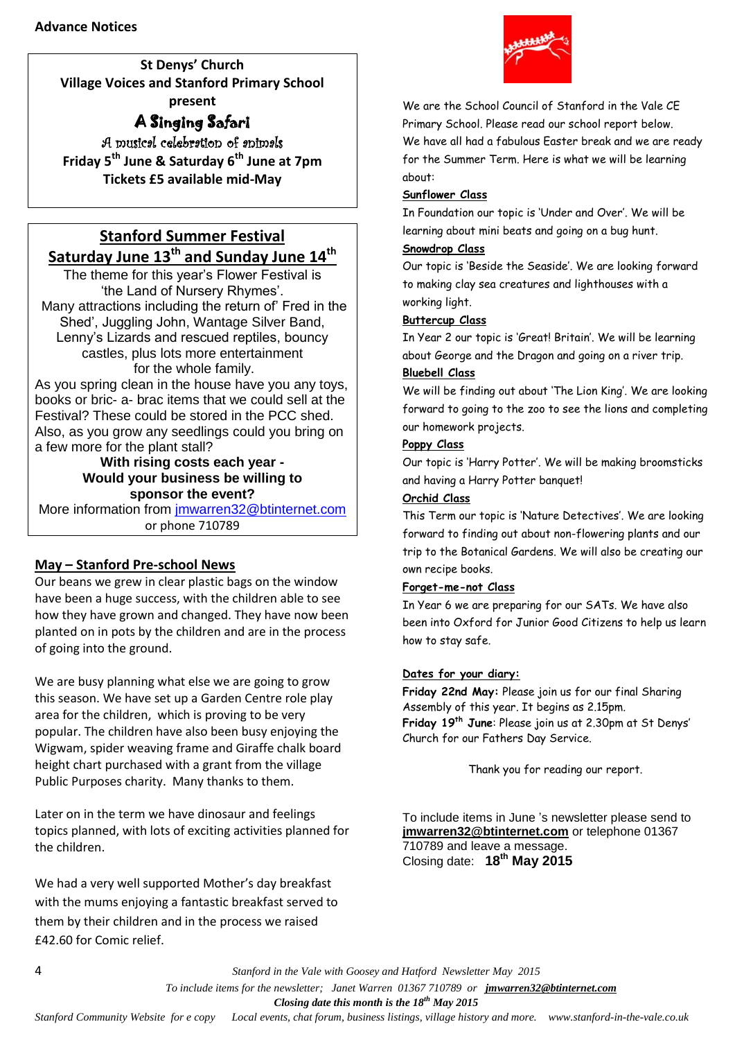**Advance Notices**

**St Denys' Church**
**Village Voices and Stanford Primary School**
**present**

**A Singing Safari**

*A musical celebration of animals*

**Friday 5th June & Saturday 6th June at 7pm**
**Tickets £5 available mid-May**

## Stanford Summer Festival

## Saturday June 13th and Sunday June 14th

The theme for this year's Flower Festival is 'the Land of Nursery Rhymes'.
Many attractions including the return of' Fred in the Shed', Juggling John, Wantage Silver Band, Lenny's Lizards and rescued reptiles, bouncy castles, plus lots more entertainment for the whole family.

As you spring clean in the house have you any toys, books or bric- a- brac items that we could sell at the Festival? These could be stored in the PCC shed. Also, as you grow any seedlings could you bring on a few more for the plant stall?

**With rising costs each year - Would your business be willing to sponsor the event?**

More information from jmwarren32@btinternet.com or phone 710789

## May – Stanford Pre-school News

Our beans we grew in clear plastic bags on the window have been a huge success, with the children able to see how they have grown and changed. They have now been planted on in pots by the children and are in the process of going into the ground.

We are busy planning what else we are going to grow this season. We have set up a Garden Centre role play area for the children, which is proving to be very popular. The children have also been busy enjoying the Wigwam, spider weaving frame and Giraffe chalk board height chart purchased with a grant from the village Public Purposes charity. Many thanks to them.

Later on in the term we have dinosaur and feelings topics planned, with lots of exciting activities planned for the children.

We had a very well supported Mother's day breakfast with the mums enjoying a fantastic breakfast served to them by their children and in the process we raised £42.60 for Comic relief.

We are the School Council of Stanford in the Vale CE Primary School. Please read our school report below.
We have all had a fabulous Easter break and we are ready for the Summer Term. Here is what we will be learning about:

**Sunflower Class**
In Foundation our topic is 'Under and Over'. We will be learning about mini beats and going on a bug hunt.

**Snowdrop Class**
Our topic is 'Beside the Seaside'. We are looking forward to making clay sea creatures and lighthouses with a working light.

**Buttercup Class**
In Year 2 our topic is 'Great! Britain'. We will be learning about George and the Dragon and going on a river trip.

**Bluebell Class**
We will be finding out about 'The Lion King'. We are looking forward to going to the zoo to see the lions and completing our homework projects.

**Poppy Class**
Our topic is 'Harry Potter'. We will be making broomsticks and having a Harry Potter banquet!

**Orchid Class**
This Term our topic is 'Nature Detectives'. We are looking forward to finding out about non-flowering plants and our trip to the Botanical Gardens. We will also be creating our own recipe books.

**Forget-me-not Class**
In Year 6 we are preparing for our SATs. We have also been into Oxford for Junior Good Citizens to help us learn how to stay safe.

**Dates for your diary:**

**Friday 22nd May:** Please join us for our final Sharing Assembly of this year. It begins as 2.15pm.
**Friday 19th June**: Please join us at 2.30pm at St Denys' Church for our Fathers Day Service.

Thank you for reading our report.

To include items in June 's newsletter please send to **jmwarren32@btinternet.com** or telephone 01367 710789 and leave a message.
Closing date: **18th May 2015**